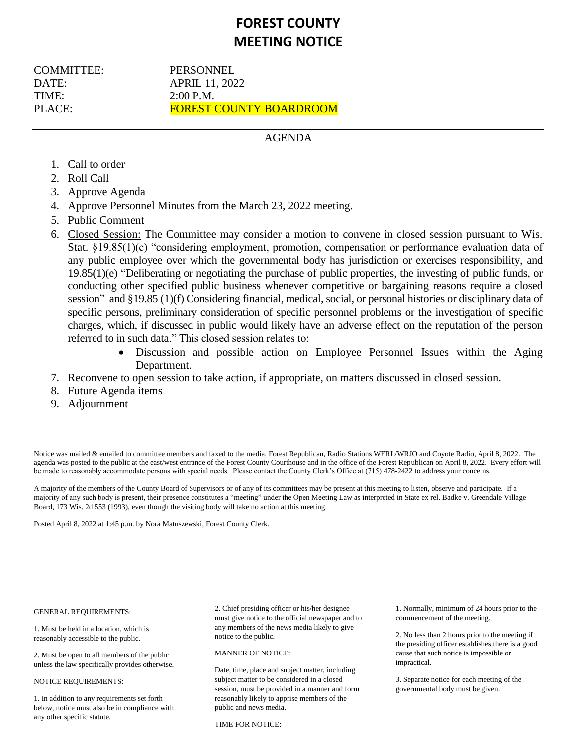# FOREST COUNTY
# MEETING NOTICE

COMMITTEE: PERSONNEL
DATE: APRIL 11, 2022
TIME: 2:00 P.M.
PLACE: FOREST COUNTY BOARDROOM

## AGENDA

1. Call to order
2. Roll Call
3. Approve Agenda
4. Approve Personnel Minutes from the March 23, 2022 meeting.
5. Public Comment
6. Closed Session: The Committee may consider a motion to convene in closed session pursuant to Wis. Stat. §19.85(1)(c) "considering employment, promotion, compensation or performance evaluation data of any public employee over which the governmental body has jurisdiction or exercises responsibility, and 19.85(1)(e) "Deliberating or negotiating the purchase of public properties, the investing of public funds, or conducting other specified public business whenever competitive or bargaining reasons require a closed session" and §19.85 (1)(f) Considering financial, medical, social, or personal histories or disciplinary data of specific persons, preliminary consideration of specific personnel problems or the investigation of specific charges, which, if discussed in public would likely have an adverse effect on the reputation of the person referred to in such data." This closed session relates to:
   - Discussion and possible action on Employee Personnel Issues within the Aging Department.
7. Reconvene to open session to take action, if appropriate, on matters discussed in closed session.
8. Future Agenda items
9. Adjournment

Notice was mailed & emailed to committee members and faxed to the media, Forest Republican, Radio Stations WERL/WRJO and Coyote Radio, April 8, 2022. The agenda was posted to the public at the east/west entrance of the Forest County Courthouse and in the office of the Forest Republican on April 8, 2022. Every effort will be made to reasonably accommodate persons with special needs. Please contact the County Clerk's Office at (715) 478-2422 to address your concerns.

A majority of the members of the County Board of Supervisors or of any of its committees may be present at this meeting to listen, observe and participate. If a majority of any such body is present, their presence constitutes a "meeting" under the Open Meeting Law as interpreted in State ex rel. Badke v. Greendale Village Board, 173 Wis. 2d 553 (1993), even though the visiting body will take no action at this meeting.

Posted April 8, 2022 at 1:45 p.m. by Nora Matuszewski, Forest County Clerk.

GENERAL REQUIREMENTS:

1. Must be held in a location, which is reasonably accessible to the public.

2. Must be open to all members of the public unless the law specifically provides otherwise.

NOTICE REQUIREMENTS:

1. In addition to any requirements set forth below, notice must also be in compliance with any other specific statute.

2. Chief presiding officer or his/her designee must give notice to the official newspaper and to any members of the news media likely to give notice to the public.

MANNER OF NOTICE:

Date, time, place and subject matter, including subject matter to be considered in a closed session, must be provided in a manner and form reasonably likely to apprise members of the public and news media.

TIME FOR NOTICE:

1. Normally, minimum of 24 hours prior to the commencement of the meeting.

2. No less than 2 hours prior to the meeting if the presiding officer establishes there is a good cause that such notice is impossible or impractical.

3. Separate notice for each meeting of the governmental body must be given.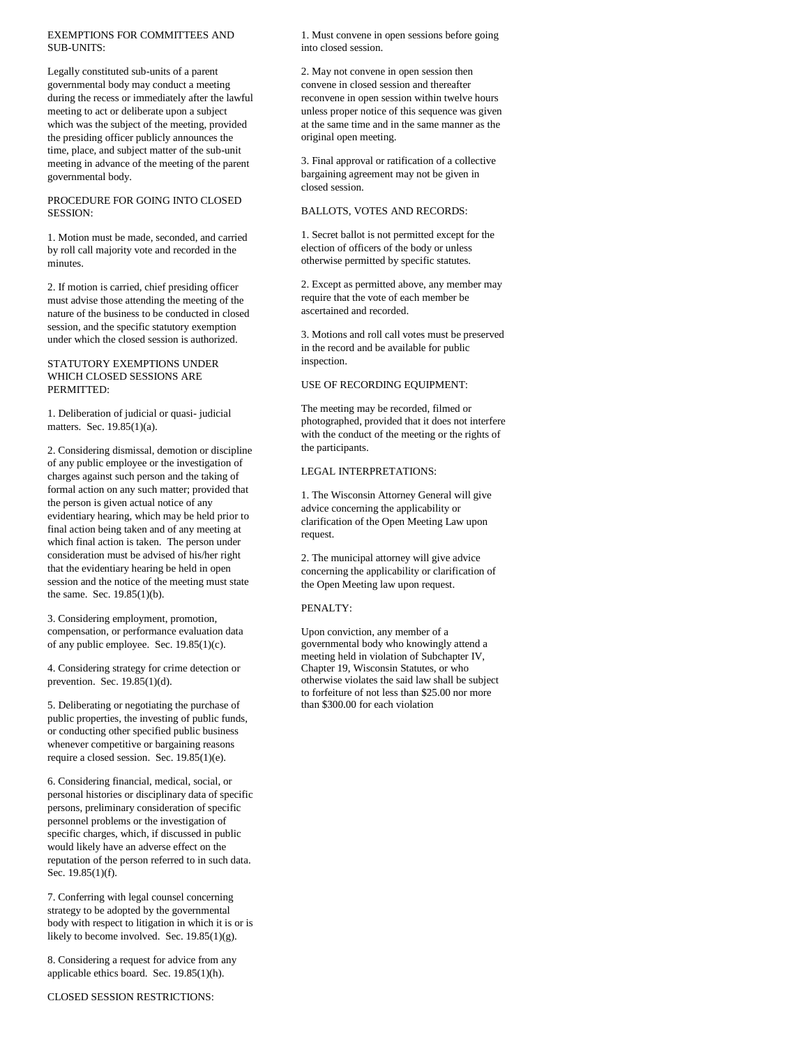EXEMPTIONS FOR COMMITTEES AND SUB-UNITS:

Legally constituted sub-units of a parent governmental body may conduct a meeting during the recess or immediately after the lawful meeting to act or deliberate upon a subject which was the subject of the meeting, provided the presiding officer publicly announces the time, place, and subject matter of the sub-unit meeting in advance of the meeting of the parent governmental body.

PROCEDURE FOR GOING INTO CLOSED SESSION:

1. Motion must be made, seconded, and carried by roll call majority vote and recorded in the minutes.

2. If motion is carried, chief presiding officer must advise those attending the meeting of the nature of the business to be conducted in closed session, and the specific statutory exemption under which the closed session is authorized.

STATUTORY EXEMPTIONS UNDER WHICH CLOSED SESSIONS ARE PERMITTED:

1. Deliberation of judicial or quasi- judicial matters. Sec. 19.85(1)(a).

2. Considering dismissal, demotion or discipline of any public employee or the investigation of charges against such person and the taking of formal action on any such matter; provided that the person is given actual notice of any evidentiary hearing, which may be held prior to final action being taken and of any meeting at which final action is taken. The person under consideration must be advised of his/her right that the evidentiary hearing be held in open session and the notice of the meeting must state the same. Sec. 19.85(1)(b).

3. Considering employment, promotion, compensation, or performance evaluation data of any public employee. Sec. 19.85(1)(c).

4. Considering strategy for crime detection or prevention. Sec. 19.85(1)(d).

5. Deliberating or negotiating the purchase of public properties, the investing of public funds, or conducting other specified public business whenever competitive or bargaining reasons require a closed session. Sec. 19.85(1)(e).

6. Considering financial, medical, social, or personal histories or disciplinary data of specific persons, preliminary consideration of specific personnel problems or the investigation of specific charges, which, if discussed in public would likely have an adverse effect on the reputation of the person referred to in such data. Sec. 19.85(1)(f).

7. Conferring with legal counsel concerning strategy to be adopted by the governmental body with respect to litigation in which it is or is likely to become involved. Sec. 19.85(1)(g).

8. Considering a request for advice from any applicable ethics board. Sec. 19.85(1)(h).

CLOSED SESSION RESTRICTIONS:

1. Must convene in open sessions before going into closed session.

2. May not convene in open session then convene in closed session and thereafter reconvene in open session within twelve hours unless proper notice of this sequence was given at the same time and in the same manner as the original open meeting.

3. Final approval or ratification of a collective bargaining agreement may not be given in closed session.

BALLOTS, VOTES AND RECORDS:

1. Secret ballot is not permitted except for the election of officers of the body or unless otherwise permitted by specific statutes.

2. Except as permitted above, any member may require that the vote of each member be ascertained and recorded.

3. Motions and roll call votes must be preserved in the record and be available for public inspection.

USE OF RECORDING EQUIPMENT:

The meeting may be recorded, filmed or photographed, provided that it does not interfere with the conduct of the meeting or the rights of the participants.

LEGAL INTERPRETATIONS:

1. The Wisconsin Attorney General will give advice concerning the applicability or clarification of the Open Meeting Law upon request.

2. The municipal attorney will give advice concerning the applicability or clarification of the Open Meeting law upon request.

PENALTY:

Upon conviction, any member of a governmental body who knowingly attend a meeting held in violation of Subchapter IV, Chapter 19, Wisconsin Statutes, or who otherwise violates the said law shall be subject to forfeiture of not less than $25.00 nor more than $300.00 for each violation